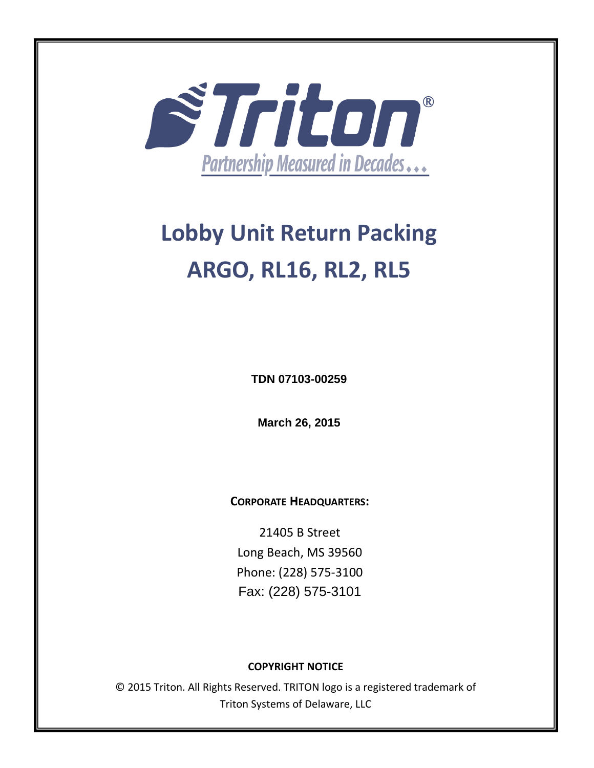Triton®

Partnership Measured in Decades...

# Lobby Unit Return Packing
# ARGO, RL16, RL2, RL5

**TDN 07103-00259**

**March 26, 2015**

**CORPORATE HEADQUARTERS:**

21405 B Street
Long Beach, MS 39560
Phone: (228) 575-3100
Fax: (228) 575-3101

**COPYRIGHT NOTICE**

© 2015 Triton. All Rights Reserved. TRITON logo is a registered trademark of Triton Systems of Delaware, LLC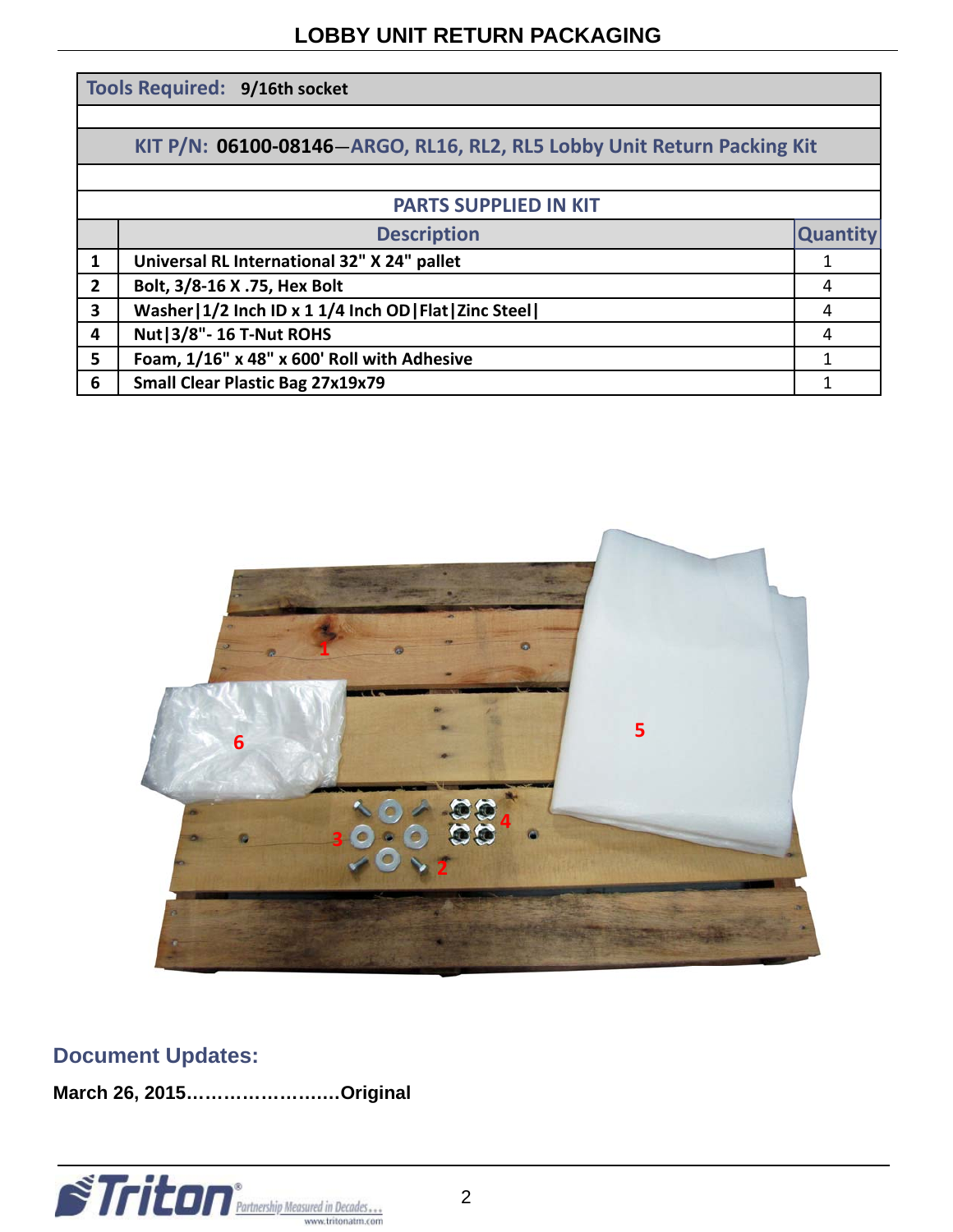# LOBBY UNIT RETURN PACKAGING

**Tools Required:** **9/16th socket**

**KIT P/N: 06100-08146**—ARGO, RL16, RL2, RL5 Lobby Unit Return Packing Kit

**PARTS SUPPLIED IN KIT**

| | Description | Quantity |
|---|---|---|
| 1 | Universal RL International 32" X 24" pallet | 1 |
| 2 | Bolt, 3/8-16 X .75, Hex Bolt | 4 |
| 3 | Washer\|1/2 Inch ID x 1 1/4 Inch OD\|Flat\|Zinc Steel\| | 4 |
| 4 | Nut\|3/8"- 16 T-Nut ROHS | 4 |
| 5 | Foam, 1/16" x 48" x 600' Roll with Adhesive | 1 |
| 6 | Small Clear Plastic Bag 27x19x79 | 1 |

## Document Updates:

**March 26, 2015……………………Original**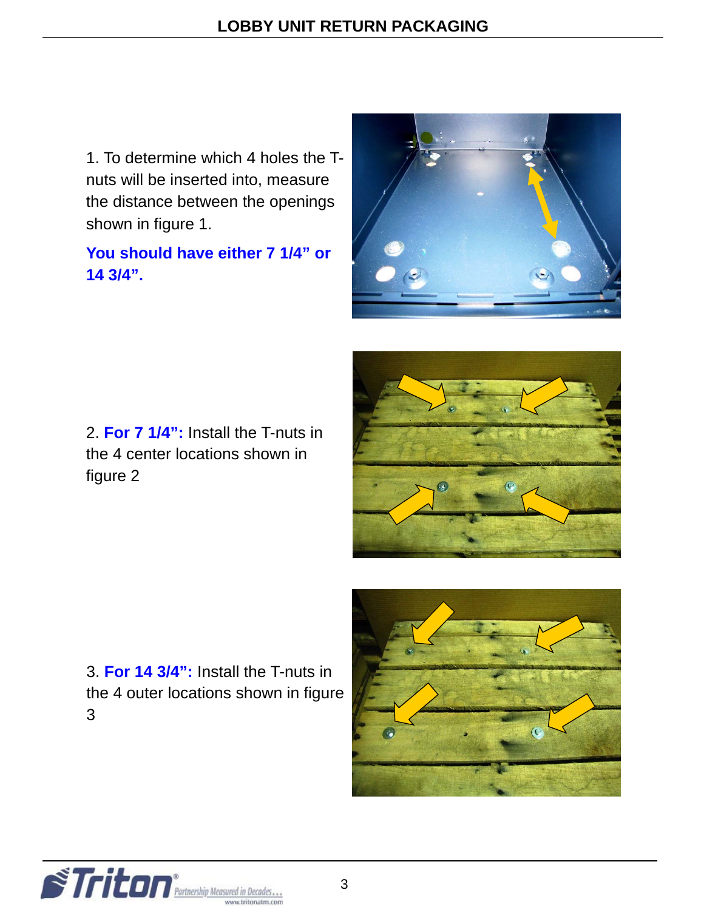1. To determine which 4 holes the T-nuts will be inserted into, measure the distance between the openings shown in figure 1.

**You should have either 7 1/4" or 14 3/4".**

2. **For 7 1/4":** Install the T-nuts in the 4 center locations shown in figure 2

3. **For 14 3/4":** Install the T-nuts in the 4 outer locations shown in figure 3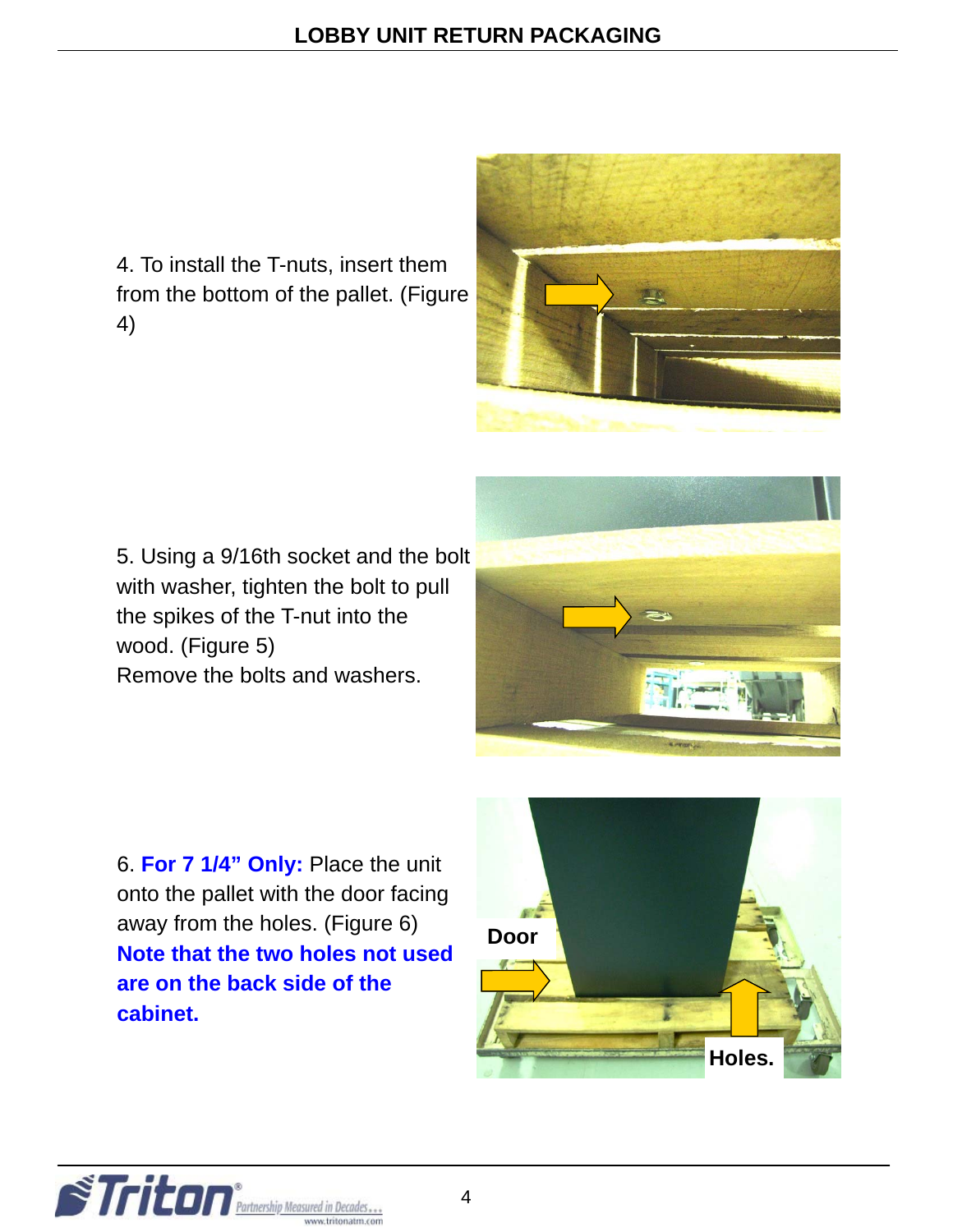4. To install the T-nuts, insert them from the bottom of the pallet. (Figure 4)

5. Using a 9/16th socket and the bolt with washer, tighten the bolt to pull the spikes of the T-nut into the wood. (Figure 5)
Remove the bolts and washers.

6. **For 7 1/4" Only:** Place the unit onto the pallet with the door facing away from the holes. (Figure 6)
**Note that the two holes not used are on the back side of the cabinet.**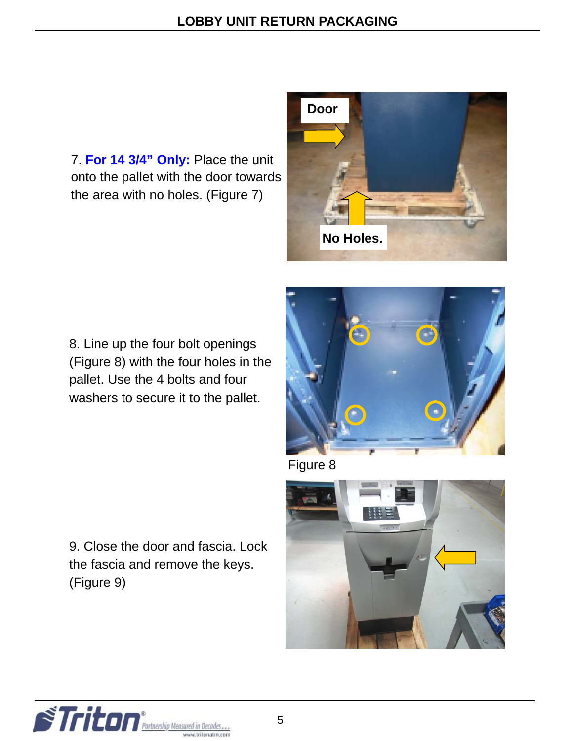7. **For 14 3/4” Only:** Place the unit onto the pallet with the door towards the area with no holes. (Figure 7)

8. Line up the four bolt openings (Figure 8) with the four holes in the pallet. Use the 4 bolts and four washers to secure it to the pallet.

Figure 8

9. Close the door and fascia. Lock the fascia and remove the keys. (Figure 9)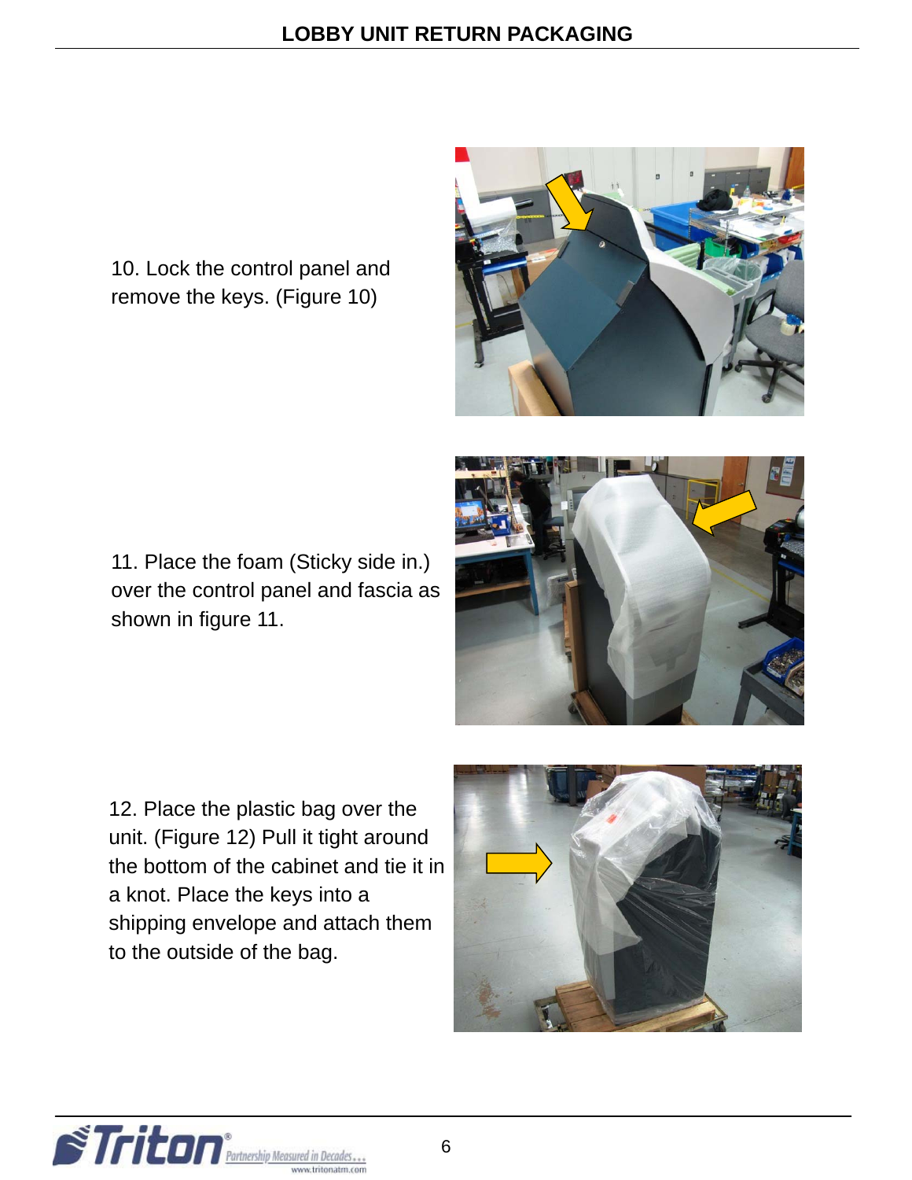10. Lock the control panel and remove the keys. (Figure 10)

11. Place the foam (Sticky side in.) over the control panel and fascia as shown in figure 11.

12. Place the plastic bag over the unit. (Figure 12) Pull it tight around the bottom of the cabinet and tie it in a knot. Place the keys into a shipping envelope and attach them to the outside of the bag.